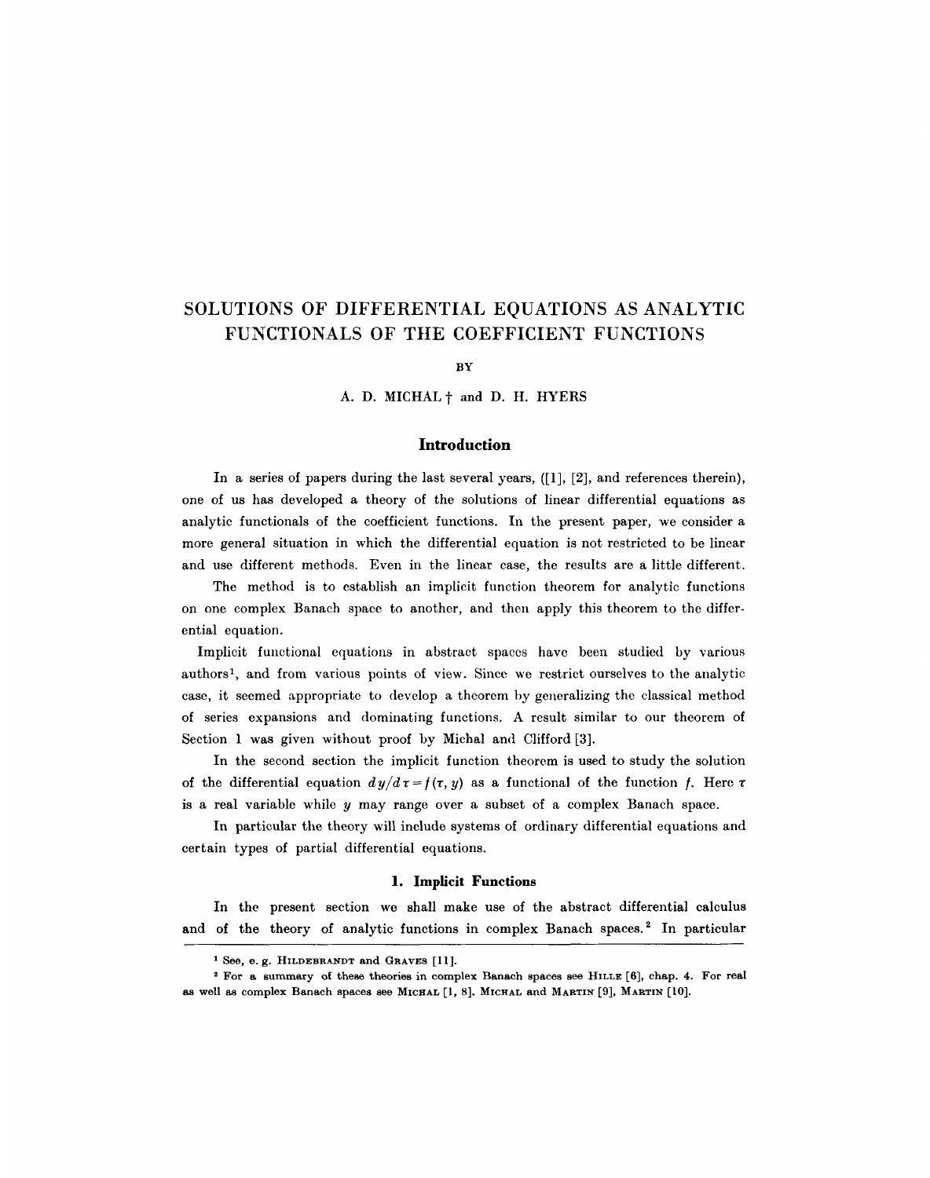# SOLUTIONS OF DIFFERENTIAL EQUATIONS AS ANALYTIC FUNCTIONALS OF THE COEFFICIENT FUNCTIONS

BY

A. D. MICHAL † and D. H. HYERS

## Introduction

In a series of papers during the last several years, ([1], [2], and references therein), one of us has developed a theory of the solutions of linear differential equations as analytic functionals of the coefficient functions. In the present paper, we consider a more general situation in which the differential equation is not restricted to be linear and use different methods. Even in the linear case, the results are a little different.

The method is to establish an implicit function theorem for analytic functions on one complex Banach space to another, and then apply this theorem to the differential equation.

Implicit functional equations in abstract spaces have been studied by various authors[1], and from various points of view. Since we restrict ourselves to the analytic case, it seemed appropriate to develop a theorem by generalizing the classical method of series expansions and dominating functions. A result similar to our theorem of Section 1 was given without proof by Michal and Clifford [3].

In the second section the implicit function theorem is used to study the solution of the differential equation $dy/d\tau = f(\tau, y)$ as a functional of the function $f$. Here $\tau$ is a real variable while $y$ may range over a subset of a complex Banach space.

In particular the theory will include systems of ordinary differential equations and certain types of partial differential equations.

### 1. Implicit Functions

In the present section we shall make use of the abstract differential calculus and of the theory of analytic functions in complex Banach spaces.[2] In particular

---

[1] See, e. g. HILDEBRANDT and GRAVES [11].

[2] For a summary of these theories in complex Banach spaces see HILLE [6], chap. 4. For real as well as complex Banach spaces see MICHAL [1, 8], MICHAL and MARTIN [9], MARTIN [10].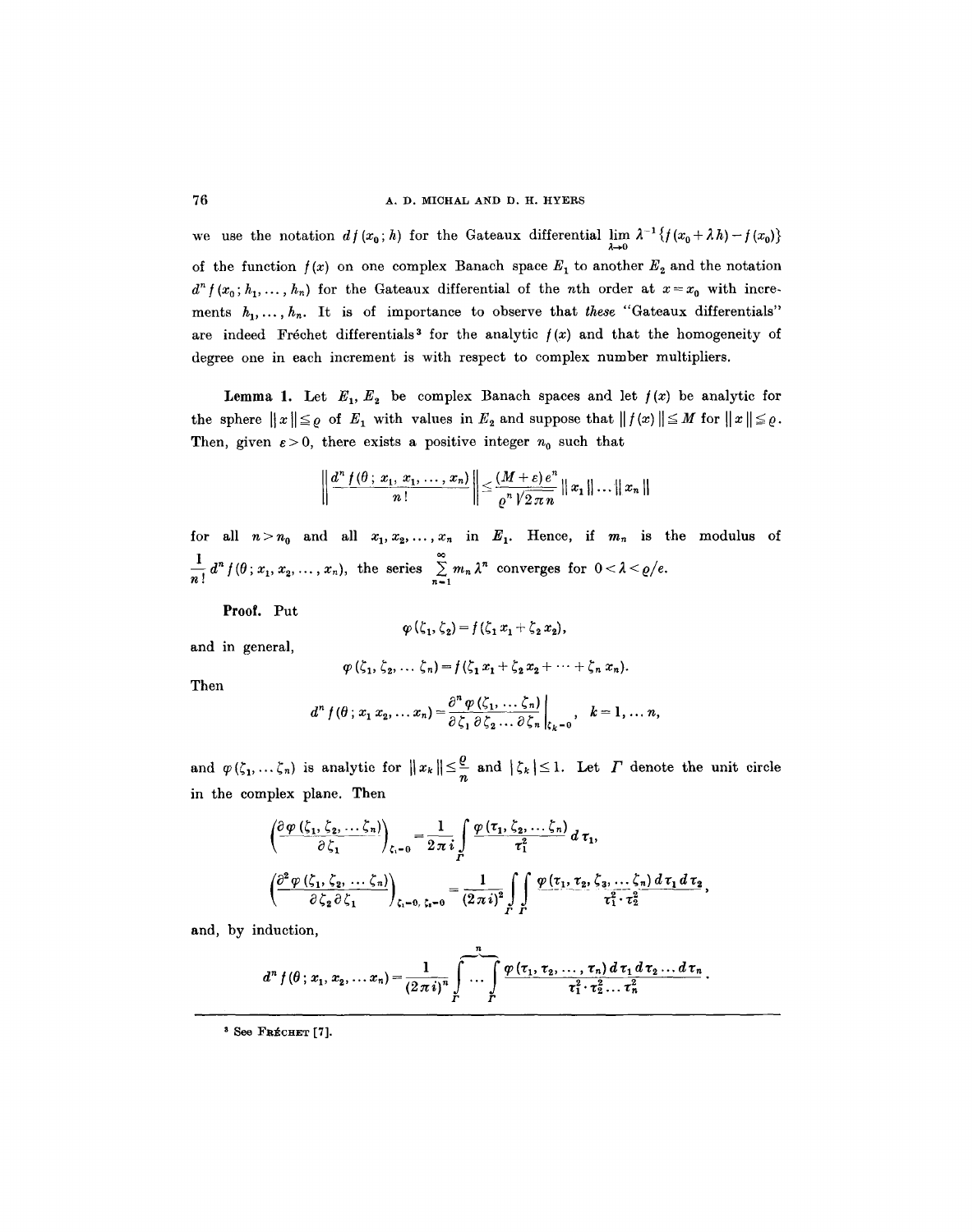we use the notation $df(x_0; h)$ for the Gateaux differential $\lim\limits_{\lambda \to 0} \lambda^{-1}\{f(x_0 + \lambda h) - f(x_0)\}$ of the function $f(x)$ on one complex Banach space $E_1$ to another $E_2$ and the notation $d^n f(x_0; h_1, \ldots, h_n)$ for the Gateaux differential of the $n$th order at $x = x_0$ with increments $h_1, \ldots, h_n$. It is of importance to observe that *these* "Gateaux differentials" are indeed Fréchet differentials[3] for the analytic $f(x)$ and that the homogeneity of degree one in each increment is with respect to complex number multipliers.

**Lemma 1.** Let $E_1, E_2$ be complex Banach spaces and let $f(x)$ be analytic for the sphere $\|x\| \leq \varrho$ of $E_1$ with values in $E_2$ and suppose that $\|f(x)\| \leq M$ for $\|x\| \leq \varrho$. Then, given $\varepsilon > 0$, there exists a positive integer $n_0$ such that

$$\left\| \frac{d^n f(\theta; x_1, x_1, \ldots, x_n)}{n!} \right\| \leq \frac{(M+\varepsilon) e^n}{\varrho^n \sqrt{2\pi n}} \|x_1\| \ldots \|x_n\|$$

for all $n > n_0$ and all $x_1, x_2, \ldots, x_n$ in $E_1$. Hence, if $m_n$ is the modulus of $\frac{1}{n!} d^n f(\theta; x_1, x_2, \ldots, x_n)$, the series $\sum\limits_{n=1}^{\infty} m_n \lambda^n$ converges for $0 < \lambda < \varrho/e$.

**Proof.** Put

$$\varphi(\zeta_1, \zeta_2) = f(\zeta_1 x_1 + \zeta_2 x_2),$$

and in general,

$$\varphi(\zeta_1, \zeta_2, \ldots \zeta_n) = f(\zeta_1 x_1 + \zeta_2 x_2 + \cdots + \zeta_n x_n).$$

Then

$$d^n f(\theta; x_1 x_2, \ldots x_n) = \left. \frac{\partial^n \varphi(\zeta_1, \ldots \zeta_n)}{\partial \zeta_1 \partial \zeta_2 \ldots \partial \zeta_n} \right|_{\zeta_k = 0}, \quad k = 1, \ldots n,$$

and $\varphi(\zeta_1, \ldots \zeta_n)$ is analytic for $\|x_k\| \leq \frac{\varrho}{n}$ and $|\zeta_k| \leq 1$. Let $\Gamma$ denote the unit circle in the complex plane. Then

$$\left(\frac{\partial \varphi(\zeta_1, \zeta_2, \ldots \zeta_n)}{\partial \zeta_1}\right)_{\zeta_1 = 0} = \frac{1}{2\pi i} \int_\Gamma \frac{\varphi(\tau_1, \zeta_2, \ldots \zeta_n)}{\tau_1^2} d\tau_1,$$

$$\left(\frac{\partial^2 \varphi(\zeta_1, \zeta_2, \ldots \zeta_n)}{\partial \zeta_2 \partial \zeta_1}\right)_{\zeta_1 = 0,\, \zeta_2 = 0} = \frac{1}{(2\pi i)^2} \int_\Gamma \int_\Gamma \frac{\varphi(\tau_1, \tau_2, \zeta_3, \ldots \zeta_n)\, d\tau_1\, d\tau_2}{\tau_1^2 \cdot \tau_2^2},$$

and, by induction,

$$d^n f(\theta; x_1, x_2, \ldots x_n) = \frac{1}{(2\pi i)^n} \overbrace{\int_\Gamma \cdots \int_\Gamma}^{n} \frac{\varphi(\tau_1, \tau_2, \ldots, \tau_n)\, d\tau_1\, d\tau_2 \ldots d\tau_n}{\tau_1^2 \cdot \tau_2^2 \ldots \tau_n^2}.$$

---

[3] See Fréchet [7].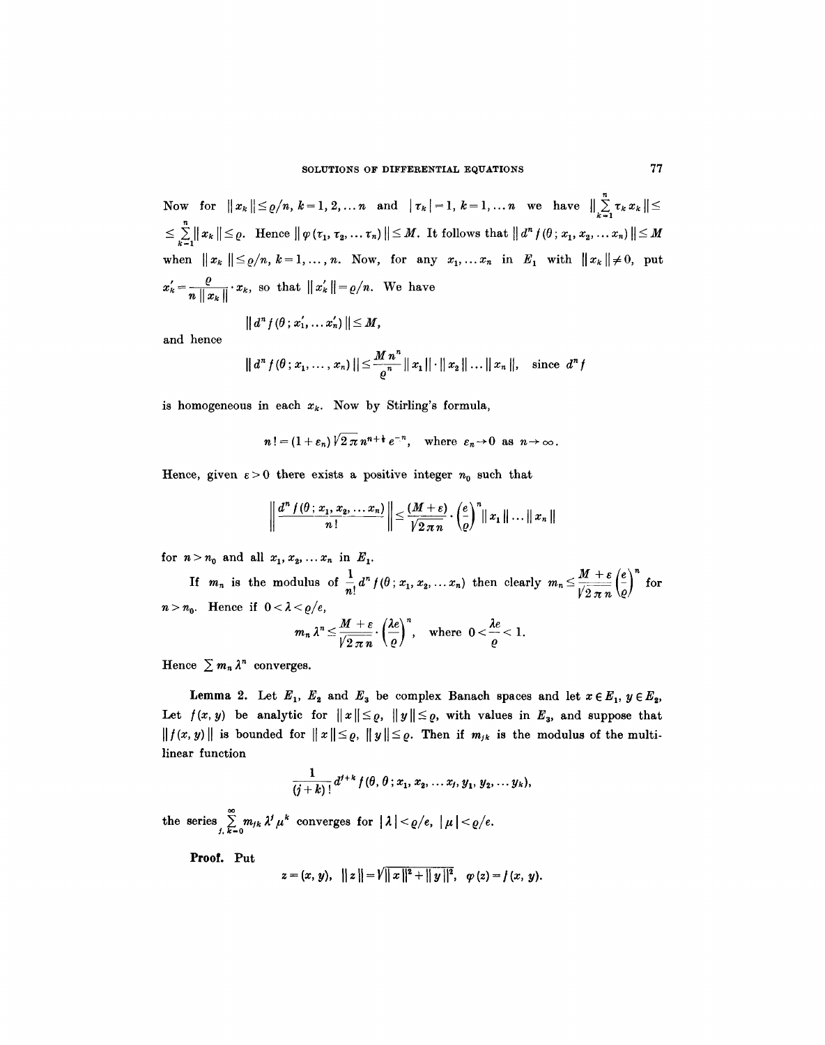Now for $\|x_k\| \le \varrho/n$, $k = 1, 2, \dots n$ and $|\tau_k| = 1$, $k = 1, \dots n$ we have $\|\sum_{k=1}^{n} \tau_k x_k\| \le \le \sum_{k=1}^{n} \|x_k\| \le \varrho$. Hence $\|\varphi(\tau_1, \tau_2, \dots \tau_n)\| \le M$. It follows that $\|d^n f(\theta; x_1, x_2, \dots x_n)\| \le M$ when $\|x_k\| \le \varrho/n$, $k = 1, \dots, n$. Now, for any $x_1, \dots x_n$ in $E_1$ with $\|x_k\| \ne 0$, put $x_k' = \frac{\varrho}{n\|x_k\|} \cdot x_k$, so that $\|x_k'\| = \varrho/n$. We have

$$\|d^n f(\theta; x_1', \dots x_n')\| \le M,$$

and hence

$$\|d^n f(\theta; x_1, \dots, x_n)\| \le \frac{M n^n}{\varrho^n} \|x_1\| \cdot \|x_2\| \dots \|x_n\|, \quad \text{since } d^n f$$

is homogeneous in each $x_k$. Now by Stirling's formula,

$$n! = (1 + \varepsilon_n) \sqrt{2\pi}\, n^{n+\frac{1}{2}} e^{-n}, \quad \text{where } \varepsilon_n \to 0 \text{ as } n \to \infty.$$

Hence, given $\varepsilon > 0$ there exists a positive integer $n_0$ such that

$$\left\| \frac{d^n f(\theta; x_1, x_2, \dots x_n)}{n!} \right\| \le \frac{(M + \varepsilon)}{\sqrt{2\pi n}} \cdot \left(\frac{e}{\varrho}\right)^n \|x_1\| \dots \|x_n\|$$

for $n > n_0$ and all $x_1, x_2, \dots x_n$ in $E_1$.

If $m_n$ is the modulus of $\frac{1}{n!} d^n f(\theta; x_1, x_2, \dots x_n)$ then clearly $m_n \le \frac{M + \varepsilon}{\sqrt{2\pi n}} \left(\frac{e}{\varrho}\right)^n$ for $n > n_0$. Hence if $0 < \lambda < \varrho/e$,

$$m_n \lambda^n \le \frac{M + \varepsilon}{\sqrt{2\pi n}} \cdot \left(\frac{\lambda e}{\varrho}\right)^n, \quad \text{where } 0 < \frac{\lambda e}{\varrho} < 1.$$

Hence $\sum m_n \lambda^n$ converges.

**Lemma 2.** Let $E_1$, $E_2$ and $E_3$ be complex Banach spaces and let $x \in E_1$, $y \in E_2$. Let $f(x, y)$ be analytic for $\|x\| \le \varrho$, $\|y\| \le \varrho$, with values in $E_3$, and suppose that $\|f(x, y)\|$ is bounded for $\|x\| \le \varrho$, $\|y\| \le \varrho$. Then if $m_{jk}$ is the modulus of the multilinear function

$$\frac{1}{(j+k)!} d^{j+k} f(\theta, \theta; x_1, x_2, \dots x_j, y_1, y_2, \dots y_k),$$

the series $\sum_{j,k=0}^{\infty} m_{jk} \lambda^j \mu^k$ converges for $|\lambda| < \varrho/e$, $|\mu| < \varrho/e$.

**Proof.** Put

$$z = (x, y), \quad \|z\| = \sqrt{\|x\|^2 + \|y\|^2}, \quad \varphi(z) = f(x, y).$$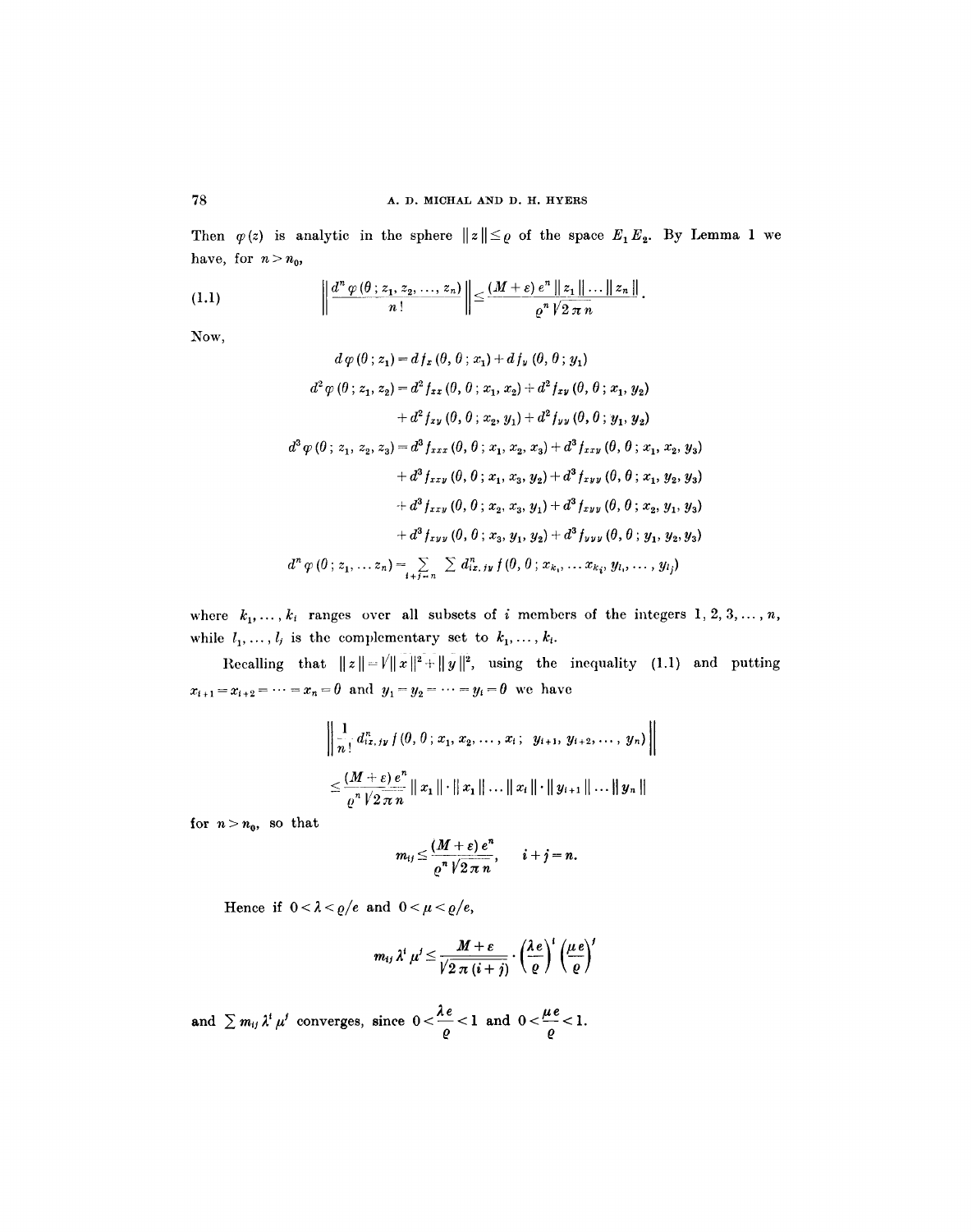Then $\varphi(z)$ is analytic in the sphere $\|z\| \leq \varrho$ of the space $E_1 E_2$. By Lemma 1 we have, for $n > n_0$,

$$\left\| \frac{d^n \varphi(0; z_1, z_2, \ldots, z_n)}{n!} \right\| \leq \frac{(M+\varepsilon) e^n \|z_1\| \ldots \|z_n\|}{\varrho^n \sqrt{2\pi n}}. \tag{1.1}$$

Now,

$$d\varphi(0; z_1) = d f_x(0, 0; x_1) + d f_y(0, 0; y_1)$$

$$d^2 \varphi(0; z_1, z_2) = d^2 f_{xx}(0, 0; x_1, x_2) + d^2 f_{xy}(0, 0; x_1, y_2)$$
$$+ d^2 f_{xy}(0, 0; x_2, y_1) + d^2 f_{yy}(0, 0; y_1, y_2)$$

$$d^3 \varphi(0; z_1, z_2, z_3) = d^3 f_{xxx}(0, 0; x_1, x_2, x_3) + d^3 f_{xxy}(0, 0; x_1, x_2, y_3)$$
$$+ d^3 f_{xxy}(0, 0; x_1, x_3, y_2) + d^3 f_{xyy}(0, 0; x_1, y_2, y_3)$$
$$+ d^3 f_{xxy}(0, 0; x_2, x_3, y_1) + d^3 f_{xyy}(0, 0; x_2, y_1, y_3)$$
$$+ d^3 f_{xyy}(0, 0; x_3, y_1, y_2) + d^3 f_{yyy}(0, 0; y_1, y_2, y_3)$$

$$d^n \varphi(0; z_1, \ldots z_n) = \sum_{i+j=n} \sum d^n_{ix, jy} f(0, 0; x_{k_1}, \ldots x_{k_i}, y_{l_1}, \ldots, y_{l_j})$$

where $k_1, \ldots, k_i$ ranges over all subsets of $i$ members of the integers $1, 2, 3, \ldots, n$, while $l_1, \ldots, l_j$ is the complementary set to $k_1, \ldots, k_i$.

Recalling that $\|z\| = \sqrt{\|x\|^2 + \|y\|^2}$, using the inequality (1.1) and putting $x_{i+1} = x_{i+2} = \cdots = x_n = 0$ and $y_1 = y_2 = \cdots = y_i = 0$ we have

$$\left\| \frac{1}{n!} d^n_{ix, jy} f(0, 0; x_1, x_2, \ldots, x_i; \; y_{i+1}, y_{i+2}, \ldots, y_n) \right\|$$
$$\leq \frac{(M+\varepsilon) e^n}{\varrho^n \sqrt{2\pi n}} \|x_1\| \cdot \|x_1\| \ldots \|x_i\| \cdot \|y_{i+1}\| \ldots \|y_n\|$$

for $n > n_0$, so that

$$m_{ij} \leq \frac{(M+\varepsilon) e^n}{\varrho^n \sqrt{2\pi n}}, \qquad i + j = n.$$

Hence if $0 < \lambda < \varrho/e$ and $0 < \mu < \varrho/e$,

$$m_{ij} \lambda^i \mu^j \leq \frac{M+\varepsilon}{\sqrt{2\pi(i+j)}} \cdot \left(\frac{\lambda e}{\varrho}\right)^i \left(\frac{\mu e}{\varrho}\right)^j$$

and $\sum m_{ij} \lambda^i \mu^j$ converges, since $0 < \dfrac{\lambda e}{\varrho} < 1$ and $0 < \dfrac{\mu e}{\varrho} < 1$.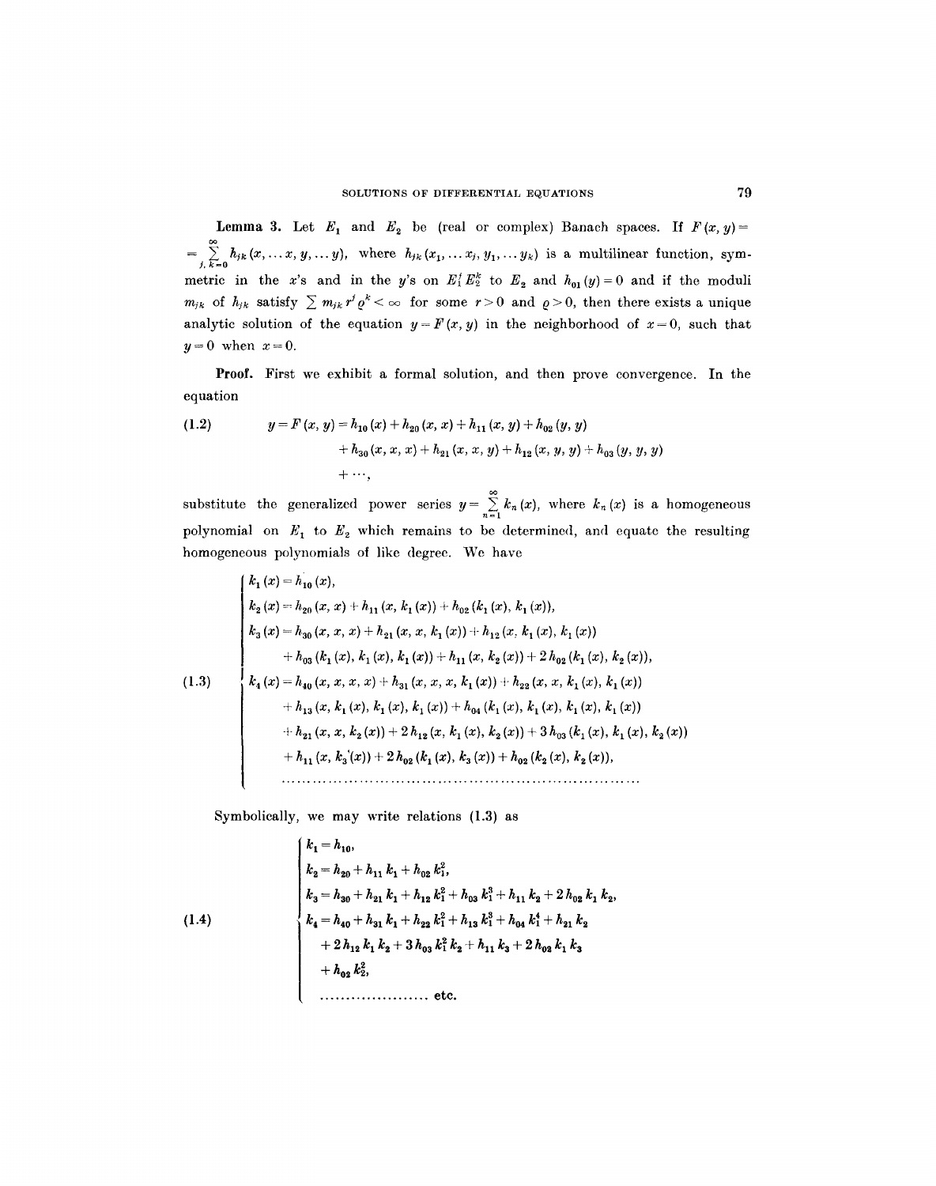**Lemma 3.** Let $E_1$ and $E_2$ be (real or complex) Banach spaces. If $F(x, y) = \sum_{j,k=0}^{\infty} h_{jk}(x, \ldots x, y, \ldots y)$, where $h_{jk}(x_1, \ldots x_j, y_1, \ldots y_k)$ is a multilinear function, symmetric in the $x$'s and in the $y$'s on $E_1^j E_2^k$ to $E_2$ and $h_{01}(y) = 0$ and if the moduli $m_{jk}$ of $h_{jk}$ satisfy $\sum m_{jk} r^j \varrho^k < \infty$ for some $r > 0$ and $\varrho > 0$, then there exists a unique analytic solution of the equation $y = F(x, y)$ in the neighborhood of $x = 0$, such that $y = 0$ when $x = 0$.

**Proof.** First we exhibit a formal solution, and then prove convergence. In the equation

$$
\begin{aligned}
y = F(x, y) &= h_{10}(x) + h_{20}(x, x) + h_{11}(x, y) + h_{02}(y, y) \\
&\quad + h_{30}(x, x, x) + h_{21}(x, x, y) + h_{12}(x, y, y) + h_{03}(y, y, y) \\
&\quad + \cdots,
\end{aligned}
\tag{1.2}
$$

substitute the generalized power series $y = \sum_{n=1}^{\infty} k_n(x)$, where $k_n(x)$ is a homogeneous polynomial on $E_1$ to $E_2$ which remains to be determined, and equate the resulting homogeneous polynomials of like degree. We have

$$
\left\{
\begin{aligned}
k_1(x) &= h_{10}(x), \\
k_2(x) &= h_{20}(x, x) + h_{11}(x, k_1(x)) + h_{02}(k_1(x), k_1(x)), \\
k_3(x) &= h_{30}(x, x, x) + h_{21}(x, x, k_1(x)) + h_{12}(x, k_1(x), k_1(x)) \\
&\quad + h_{03}(k_1(x), k_1(x), k_1(x)) + h_{11}(x, k_2(x)) + 2h_{02}(k_1(x), k_2(x)), \\
k_4(x) &= h_{40}(x, x, x, x) + h_{31}(x, x, x, k_1(x)) + h_{22}(x, x, k_1(x), k_1(x)) \\
&\quad + h_{13}(x, k_1(x), k_1(x), k_1(x)) + h_{04}(k_1(x), k_1(x), k_1(x), k_1(x)) \\
&\quad + h_{21}(x, x, k_2(x)) + 2h_{12}(x, k_1(x), k_2(x)) + 3h_{03}(k_1(x), k_1(x), k_2(x)) \\
&\quad + h_{11}(x, k_3(x)) + 2h_{02}(k_1(x), k_3(x)) + h_{02}(k_2(x), k_2(x)), \\
&\quad \cdots\cdots\cdots\cdots\cdots\cdots\cdots\cdots\cdots\cdots\cdots\cdots
\end{aligned}
\right.
\tag{1.3}
$$

Symbolically, we may write relations (1.3) as

$$
\left\{
\begin{aligned}
k_1 &= h_{10}, \\
k_2 &= h_{20} + h_{11} k_1 + h_{02} k_1^2, \\
k_3 &= h_{30} + h_{21} k_1 + h_{12} k_1^2 + h_{03} k_1^3 + h_{11} k_2 + 2h_{02} k_1 k_2, \\
k_4 &= h_{40} + h_{31} k_1 + h_{22} k_1^2 + h_{13} k_1^3 + h_{04} k_1^4 + h_{21} k_2 \\
&\quad + 2h_{12} k_1 k_2 + 3h_{03} k_1^2 k_2 + h_{11} k_3 + 2h_{02} k_1 k_3 \\
&\quad + h_{02} k_2^2, \\
&\quad \cdots\cdots\cdots\cdots\cdots\cdots \text{etc.}
\end{aligned}
\right.
\tag{1.4}
$$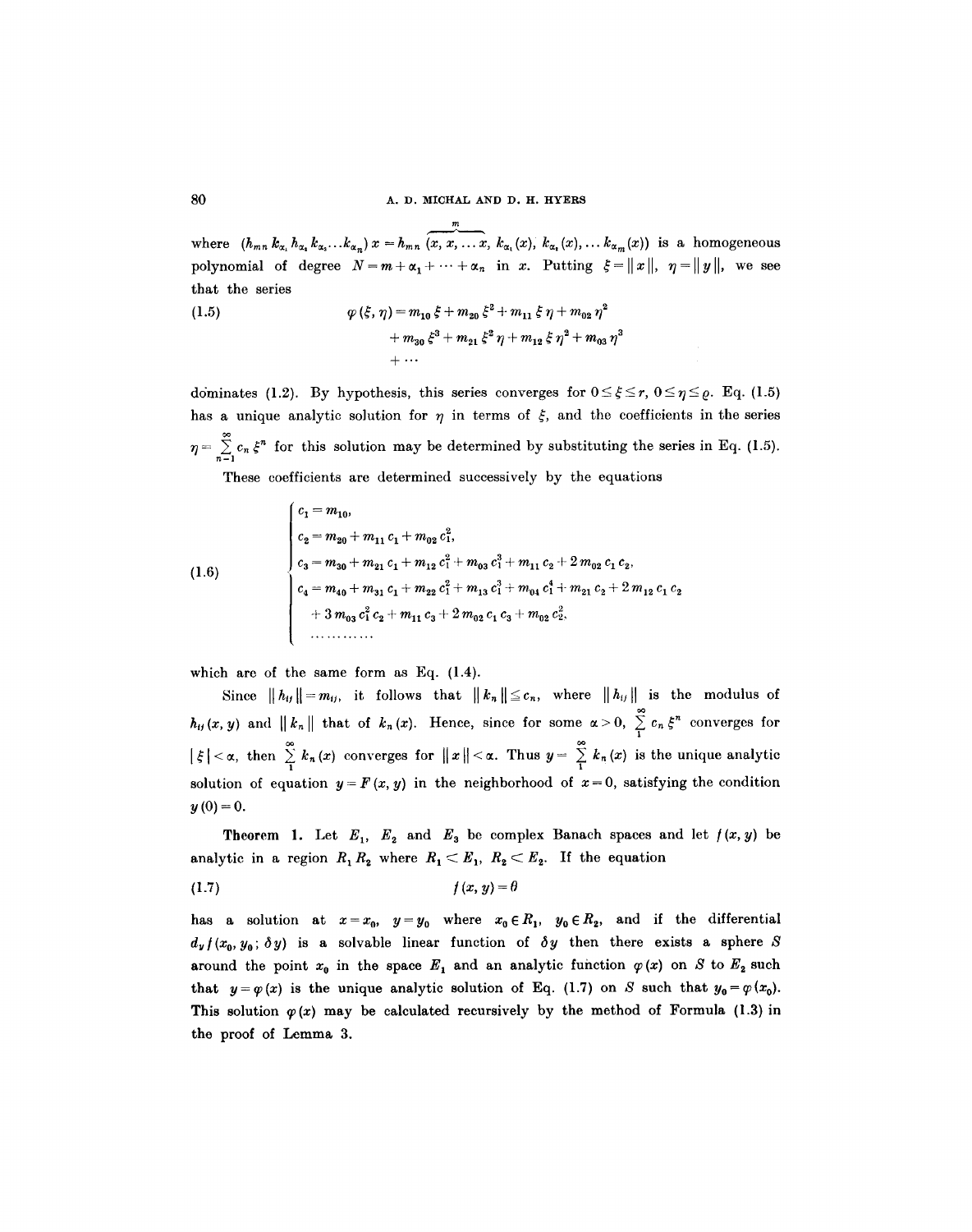where $(h_{mn} k_{\alpha_1} h_{\alpha_2} k_{\alpha_3} \ldots k_{\alpha_n}) x = h_{mn} (\overbrace{x, x, \ldots x}^{m}, k_{\alpha_1}(x), k_{\alpha_2}(x), \ldots k_{\alpha_m}(x))$ is a homogeneous polynomial of degree $N = m + \alpha_1 + \cdots + \alpha_n$ in $x$. Putting $\xi = \|x\|$, $\eta = \|y\|$, we see that the series

$$
\begin{aligned}
\varphi(\xi, \eta) = {} & m_{10}\, \xi + m_{20}\, \xi^2 + m_{11}\, \xi\, \eta + m_{02}\, \eta^2 \\
& + m_{30}\, \xi^3 + m_{21}\, \xi^2\, \eta + m_{12}\, \xi\, \eta^2 + m_{03}\, \eta^3 \\
& + \cdots
\end{aligned}
\tag{1.5}
$$

dominates (1.2). By hypothesis, this series converges for $0 \leq \xi \leq r$, $0 \leq \eta \leq \varrho$. Eq. (1.5) has a unique analytic solution for $\eta$ in terms of $\xi$, and the coefficients in the series $\eta = \sum_{n=1}^{\infty} c_n \xi^n$ for this solution may be determined by substituting the series in Eq. (1.5).

These coefficients are determined successively by the equations

$$
\left\{
\begin{aligned}
& c_1 = m_{10}, \\
& c_2 = m_{20} + m_{11}\, c_1 + m_{02}\, c_1^2, \\
& c_3 = m_{30} + m_{21}\, c_1 + m_{12}\, c_1^2 + m_{03}\, c_1^3 + m_{11}\, c_2 + 2\, m_{02}\, c_1\, c_2, \\
& c_4 = m_{40} + m_{31}\, c_1 + m_{22}\, c_1^2 + m_{13}\, c_1^3 + m_{04}\, c_1^4 + m_{21}\, c_2 + 2\, m_{12}\, c_1\, c_2 \\
& \qquad + 3\, m_{03}\, c_1^2\, c_2 + m_{11}\, c_3 + 2\, m_{02}\, c_1\, c_3 + m_{02}\, c_2^2, \\
& \ldots\ldots\ldots\ldots
\end{aligned}
\right.
\tag{1.6}
$$

which are of the same form as Eq. (1.4).

Since $\|h_{ij}\| = m_{ij}$, it follows that $\|k_n\| \leq c_n$, where $\|h_{ij}\|$ is the modulus of $h_{ij}(x, y)$ and $\|k_n\|$ that of $k_n(x)$. Hence, since for some $\alpha > 0$, $\sum_1^{\infty} c_n \xi^n$ converges for $|\xi| < \alpha$, then $\sum_1^{\infty} k_n(x)$ converges for $\|x\| < \alpha$. Thus $y = \sum_1^{\infty} k_n(x)$ is the unique analytic solution of equation $y = F(x, y)$ in the neighborhood of $x = 0$, satisfying the condition $y(0) = 0$.

**Theorem 1.** Let $E_1$, $E_2$ and $E_3$ be complex Banach spaces and let $f(x, y)$ be analytic in a region $R_1 R_2$ where $R_1 < E_1$, $R_2 < E_2$. If the equation

$$
f(x, y) = \theta \tag{1.7}
$$

has a solution at $x = x_0$, $y = y_0$ where $x_0 \in R_1$, $y_0 \in R_2$, and if the differential $d_y f(x_0, y_0; \delta y)$ is a solvable linear function of $\delta y$ then there exists a sphere $S$ around the point $x_0$ in the space $E_1$ and an analytic function $\varphi(x)$ on $S$ to $E_2$ such that $y = \varphi(x)$ is the unique analytic solution of Eq. (1.7) on $S$ such that $y_0 = \varphi(x_0)$. This solution $\varphi(x)$ may be calculated recursively by the method of Formula (1.3) in the proof of Lemma 3.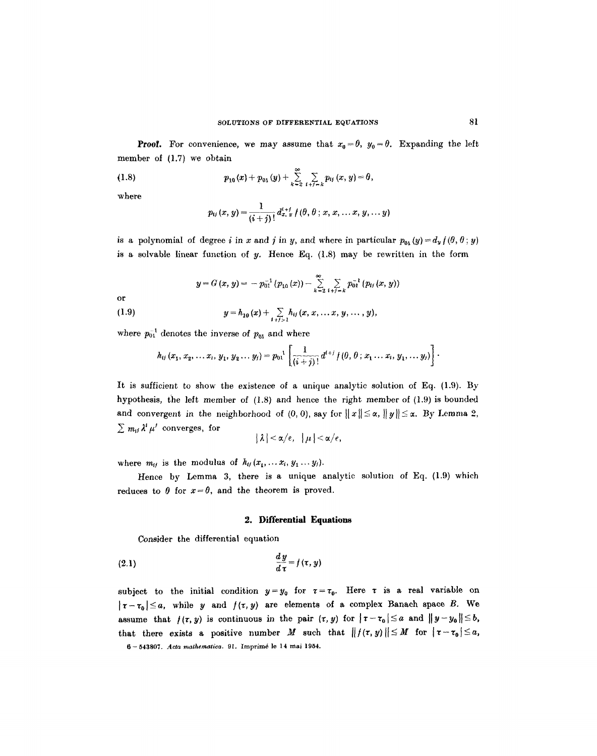**Proof.** For convenience, we may assume that $x_0 = \theta$, $y_0 = \theta$. Expanding the left member of (1.7) we obtain

$$p_{10}(x) + p_{01}(y) + \sum_{k=2}^{\infty} \sum_{i+j=k} p_{ij}(x, y) = \theta, \tag{1.8}$$

where

$$p_{ij}(x, y) = \frac{1}{(i+j)!} d_{x,y}^{i+j} f(\theta, \theta; x, x, \ldots x, y, \ldots y)$$

is a polynomial of degree $i$ in $x$ and $j$ in $y$, and where in particular $p_{01}(y) = d_y f(\theta, \theta; y)$ is a solvable linear function of $y$. Hence Eq. (1.8) may be rewritten in the form

$$y = G(x, y) = -p_{01}^{-1}(p_{10}(x)) - \sum_{k=2}^{\infty} \sum_{i+j=k} p_{01}^{-1}(p_{ij}(x, y))$$

or

$$y = h_{10}(x) + \sum_{i+j>1} h_{ij}(x, x, \ldots x, y, \ldots, y), \tag{1.9}$$

where $p_{01}^{-1}$ denotes the inverse of $p_{01}$ and where

$$h_{ij}(x_1, x_2, \ldots x_i, y_1, y_2 \ldots y_j) = p_{01}^{-1} \left[ \frac{1}{(i+j)!} d^{i+j} f(\theta, \theta; x_1 \ldots x_i, y_1, \ldots y_j) \right].$$

It is sufficient to show the existence of a unique analytic solution of Eq. (1.9). By hypothesis, the left member of (1.8) and hence the right member of (1.9) is bounded and convergent in the neighborhood of (0, 0), say for $\|x\| \leq \alpha$, $\|y\| \leq \alpha$. By Lemma 2, $\sum m_{ij} \lambda^i \mu^j$ converges, for

$$|\lambda| < \alpha/e, \quad |\mu| < \alpha/e,$$

where $m_{ij}$ is the modulus of $h_{ij}(x_1, \ldots x_i, y_1 \ldots y_j)$.

Hence by Lemma 3, there is a unique analytic solution of Eq. (1.9) which reduces to $\theta$ for $x = \theta$, and the theorem is proved.

## 2. Differential Equations

Consider the differential equation

$$\frac{dy}{d\tau} = f(\tau, y) \tag{2.1}$$

subject to the initial condition $y = y_0$ for $\tau = \tau_0$. Here $\tau$ is a real variable on $|\tau - \tau_0| \leq a$, while $y$ and $f(\tau, y)$ are elements of a complex Banach space $B$. We assume that $f(\tau, y)$ is continuous in the pair $(\tau, y)$ for $|\tau - \tau_0| \leq a$ and $\|y - y_0\| \leq b$, that there exists a positive number $M$ such that $\|f(\tau, y)\| \leq M$ for $|\tau - \tau_0| \leq a$,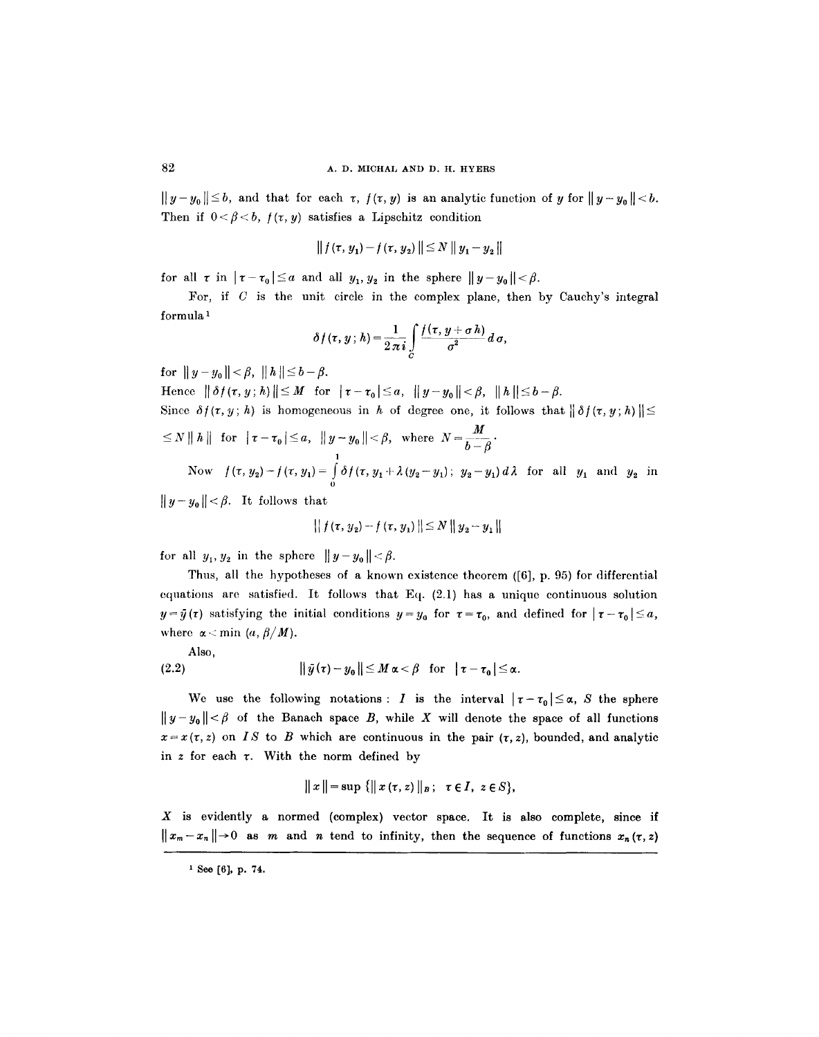$\| y - y_0 \| \leq b$, and that for each $\tau$, $f(\tau, y)$ is an analytic function of $y$ for $\| y - y_0 \| < b$. Then if $0 < \beta < b$, $f(\tau, y)$ satisfies a Lipschitz condition

$$\| f(\tau, y_1) - f(\tau, y_2) \| \leq N \| y_1 - y_2 \|$$

for all $\tau$ in $|\tau - \tau_0| \leq a$ and all $y_1, y_2$ in the sphere $\| y - y_0 \| < \beta$.

For, if $C$ is the unit circle in the complex plane, then by Cauchy's integral formula[1]

$$\delta f(\tau, y; h) = \frac{1}{2\pi i} \int_C \frac{f(\tau, y + \sigma h)}{\sigma^2} d\sigma,$$

for $\| y - y_0 \| < \beta$, $\| h \| \leq b - \beta$.

Hence $\| \delta f(\tau, y; h) \| \leq M$ for $|\tau - \tau_0| \leq a$, $\| y - y_0 \| < \beta$, $\| h \| \leq b - \beta$.

Since $\delta f(\tau, y; h)$ is homogeneous in $h$ of degree one, it follows that $\| \delta f(\tau, y; h) \| \leq$ $\leq N \| h \|$ for $|\tau - \tau_0| \leq a$, $\| y - y_0 \| < \beta$, where $N = \dfrac{M}{b - \beta}$.

Now $f(\tau, y_2) - f(\tau, y_1) = \int_0^1 \delta f(\tau, y_1 + \lambda (y_2 - y_1); \; y_2 - y_1) \, d\lambda$ for all $y_1$ and $y_2$ in $\| y - y_0 \| < \beta$. It follows that

$$\| f(\tau, y_2) - f(\tau, y_1) \| \leq N \| y_2 - y_1 \|$$

for all $y_1, y_2$ in the sphere $\| y - y_0 \| < \beta$.

Thus, all the hypotheses of a known existence theorem ([6], p. 95) for differential equations are satisfied. It follows that Eq. (2.1) has a unique continuous solution $y = \bar{y}(\tau)$ satisfying the initial conditions $y = y_0$ for $\tau = \tau_0$, and defined for $|\tau - \tau_0| \leq a$, where $\alpha < \min (a, \beta / M)$.

Also,

$$\| \bar{y}(\tau) - y_0 \| \leq M \alpha < \beta \quad \text{for} \quad |\tau - \tau_0| \leq \alpha. \tag{2.2}$$

We use the following notations: $I$ is the interval $|\tau - \tau_0| \leq \alpha$, $S$ the sphere $\| y - y_0 \| < \beta$ of the Banach space $B$, while $X$ will denote the space of all functions $x = x(\tau, z)$ on $IS$ to $B$ which are continuous in the pair $(\tau, z)$, bounded, and analytic in $z$ for each $\tau$. With the norm defined by

$$\| x \| = \sup \{ \| x(\tau, z) \|_B ; \; \tau \in I, \; z \in S \},$$

$X$ is evidently a normed (complex) vector space. It is also complete, since if $\| x_m - x_n \| \to 0$ as $m$ and $n$ tend to infinity, then the sequence of functions $x_n(\tau, z)$

---

[1] See [6], p. 74.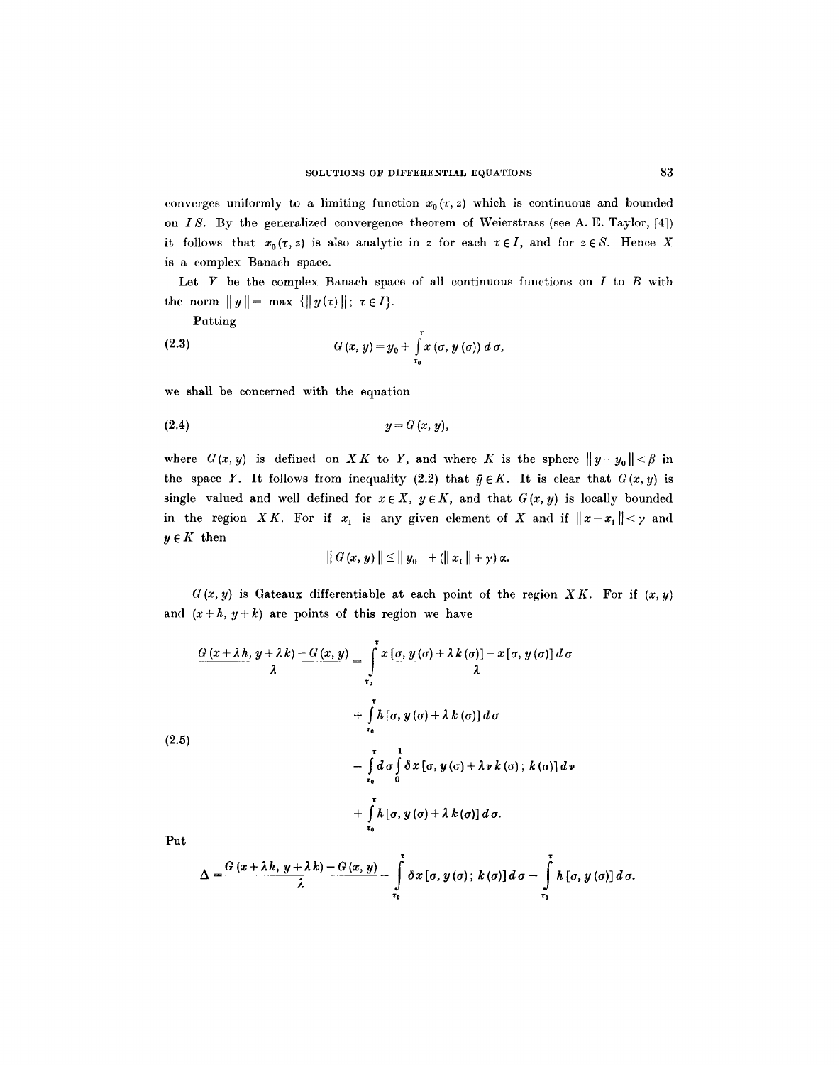converges uniformly to a limiting function $x_0(\tau, z)$ which is continuous and bounded on $IS$. By the generalized convergence theorem of Weierstrass (see A. E. Taylor, [4]) it follows that $x_0(\tau, z)$ is also analytic in $z$ for each $\tau \in I$, and for $z \in S$. Hence $X$ is a complex Banach space.

Let $Y$ be the complex Banach space of all continuous functions on $I$ to $B$ with the norm $\| y \| = \max \{\| y(\tau) \|;\ \tau \in I\}$.

Putting

$$G(x, y) = y_0 + \int_{\tau_0}^{\tau} x(\sigma, y(\sigma))\, d\sigma, \tag{2.3}$$

we shall be concerned with the equation

$$y = G(x, y), \tag{2.4}$$

where $G(x, y)$ is defined on $XK$ to $Y$, and where $K$ is the sphere $\| y - y_0 \| < \beta$ in the space $Y$. It follows from inequality (2.2) that $\bar{y} \in K$. It is clear that $G(x, y)$ is single valued and well defined for $x \in X$, $y \in K$, and that $G(x, y)$ is locally bounded in the region $XK$. For if $x_1$ is any given element of $X$ and if $\| x - x_1 \| < \gamma$ and $y \in K$ then

$$\| G(x, y) \| \leq \| y_0 \| + (\| x_1 \| + \gamma)\, \alpha.$$

$G(x, y)$ is Gateaux differentiable at each point of the region $XK$. For if $(x, y)$ and $(x + h, y + k)$ are points of this region we have

$$\begin{aligned}
\frac{G(x + \lambda h, y + \lambda k) - G(x, y)}{\lambda} &= \int_{\tau_0}^{\tau} \frac{x[\sigma, y(\sigma) + \lambda k(\sigma)] - x[\sigma, y(\sigma)]}{\lambda}\, d\sigma \\
&\quad + \int_{\tau_0}^{\tau} h[\sigma, y(\sigma) + \lambda k(\sigma)]\, d\sigma \\
&= \int_{\tau_0}^{\tau} d\sigma \int_0^1 \delta x[\sigma, y(\sigma) + \lambda \nu k(\sigma);\ k(\sigma)]\, d\nu \\
&\quad + \int_{\tau_0}^{\tau} h[\sigma, y(\sigma) + \lambda k(\sigma)]\, d\sigma.
\end{aligned} \tag{2.5}$$

Put

$$\Delta = \frac{G(x + \lambda h, y + \lambda k) - G(x, y)}{\lambda} - \int_{\tau_0}^{\tau} \delta x[\sigma, y(\sigma);\ k(\sigma)]\, d\sigma - \int_{\tau_0}^{\tau} h[\sigma, y(\sigma)]\, d\sigma.$$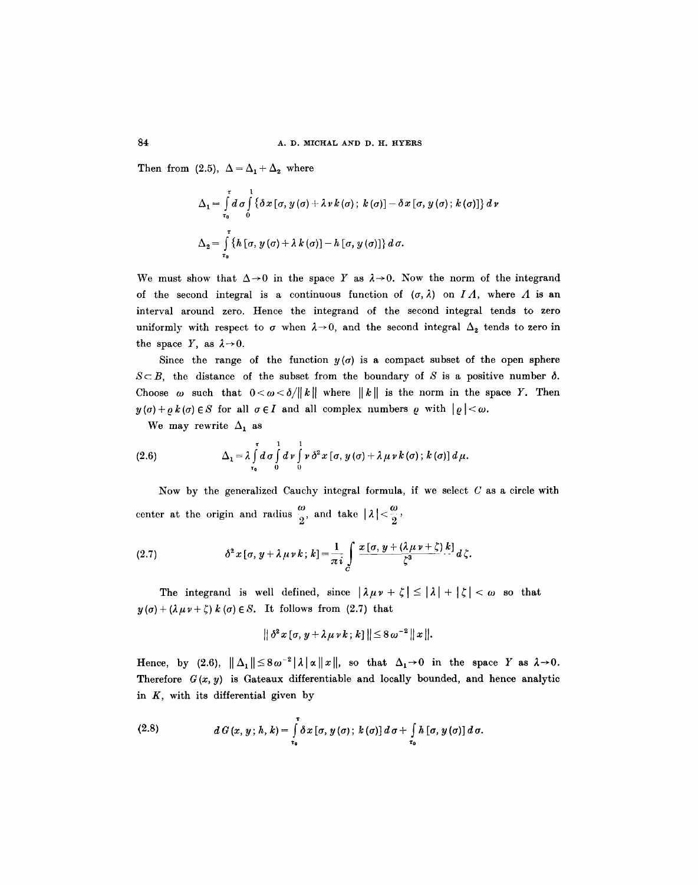Then from (2.5), $\Delta = \Delta_1 + \Delta_2$ where

$$\Delta_1 = \int_{\tau_0}^{\tau} d\sigma \int_0^1 \{\delta x[\sigma, y(\sigma) + \lambda \nu k(\sigma);\, k(\sigma)] - \delta x[\sigma, y(\sigma);\, k(\sigma)]\}\, d\nu$$

$$\Delta_2 = \int_{\tau_0}^{\tau} \{h[\sigma, y(\sigma) + \lambda k(\sigma)] - h[\sigma, y(\sigma)]\}\, d\sigma.$$

We must show that $\Delta \to 0$ in the space $Y$ as $\lambda \to 0$. Now the norm of the integrand of the second integral is a continuous function of $(\sigma, \lambda)$ on $I\Lambda$, where $\Lambda$ is an interval around zero. Hence the integrand of the second integral tends to zero uniformly with respect to $\sigma$ when $\lambda \to 0$, and the second integral $\Delta_2$ tends to zero in the space $Y$, as $\lambda \to 0$.

Since the range of the function $y(\sigma)$ is a compact subset of the open sphere $S \subset B$, the distance of the subset from the boundary of $S$ is a positive number $\delta$. Choose $\omega$ such that $0 < \omega < \delta / \|k\|$ where $\|k\|$ is the norm in the space $Y$. Then $y(\sigma) + \varrho k(\sigma) \in S$ for all $\sigma \in I$ and all complex numbers $\varrho$ with $|\varrho| < \omega$.

We may rewrite $\Delta_1$ as

$$\Delta_1 = \lambda \int_{\tau_0}^{\tau} d\sigma \int_0^1 d\nu \int_0^1 \nu\, \delta^2 x[\sigma, y(\sigma) + \lambda \mu \nu k(\sigma);\, k(\sigma)]\, d\mu. \tag{2.6}$$

Now by the generalized Cauchy integral formula, if we select $C$ as a circle with center at the origin and radius $\frac{\omega}{2}$, and take $|\lambda| < \frac{\omega}{2}$,

$$\delta^2 x[\sigma, y + \lambda \mu \nu k;\, k] = \frac{1}{\pi i} \int_C \frac{x[\sigma, y + (\lambda \mu \nu + \zeta) k]}{\zeta^3}\, d\zeta. \tag{2.7}$$

The integrand is well defined, since $|\lambda \mu \nu + \zeta| \leq |\lambda| + |\zeta| < \omega$ so that $y(\sigma) + (\lambda \mu \nu + \zeta) k(\sigma) \in S$. It follows from (2.7) that

$$\|\delta^2 x[\sigma, y + \lambda \mu \nu k;\, k]\| \leq 8 \omega^{-2} \|x\|.$$

Hence, by (2.6), $\|\Delta_1\| \leq 8 \omega^{-2} |\lambda|\, \alpha \|x\|$, so that $\Delta_1 \to 0$ in the space $Y$ as $\lambda \to 0$. Therefore $G(x, y)$ is Gateaux differentiable and locally bounded, and hence analytic in $K$, with its differential given by

$$d G(x, y;\, h, k) = \int_{\tau_0}^{\tau} \delta x[\sigma, y(\sigma);\, k(\sigma)]\, d\sigma + \int_{\tau_0} h[\sigma, y(\sigma)]\, d\sigma. \tag{2.8}$$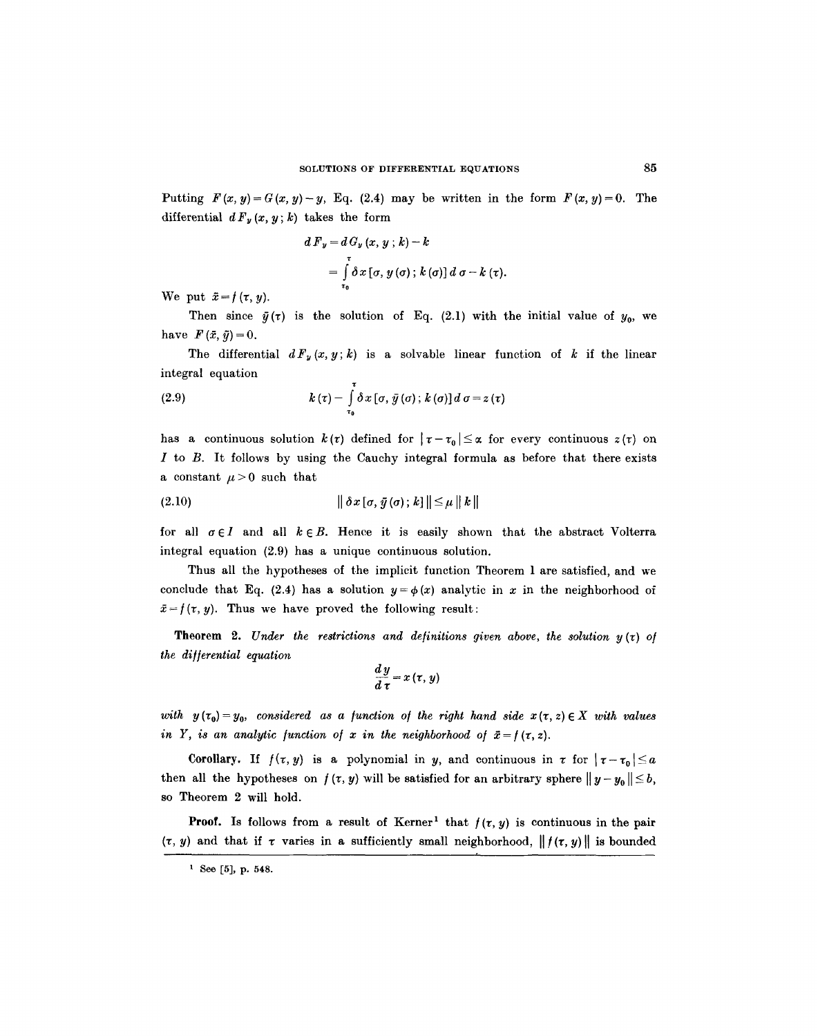Putting $F(x, y) = G(x, y) - y$, Eq. (2.4) may be written in the form $F(x, y) = 0$. The differential $dF_y(x, y; k)$ takes the form

$$d F_y = d G_y(x, y; k) - k$$

$$= \int_{\tau_0}^{\tau} \delta x[\sigma, y(\sigma); k(\sigma)] \, d\sigma - k(\tau).$$

We put $\bar{x} = f(\tau, y)$.

Then since $\bar{y}(\tau)$ is the solution of Eq. (2.1) with the initial value of $y_0$, we have $F(\bar{x}, \bar{y}) = 0$.

The differential $dF_y(x, y; k)$ is a solvable linear function of $k$ if the linear integral equation

$$k(\tau) - \int_{\tau_0}^{\tau} \delta x[\sigma, \bar{y}(\sigma); k(\sigma)] \, d\sigma = z(\tau) \tag{2.9}$$

has a continuous solution $k(\tau)$ defined for $|\tau - \tau_0| \leq \alpha$ for every continuous $z(\tau)$ on $I$ to $B$. It follows by using the Cauchy integral formula as before that there exists a constant $\mu > 0$ such that

$$\| \delta x[\sigma, \bar{y}(\sigma); k] \| \leq \mu \| k \| \tag{2.10}$$

for all $\sigma \in I$ and all $k \in B$. Hence it is easily shown that the abstract Volterra integral equation (2.9) has a unique continuous solution.

Thus all the hypotheses of the implicit function Theorem 1 are satisfied, and we conclude that Eq. (2.4) has a solution $y = \phi(x)$ analytic in $x$ in the neighborhood of $\bar{x} = f(\tau, y)$. Thus we have proved the following result:

**Theorem 2.** *Under the restrictions and definitions given above, the solution $y(\tau)$ of the differential equation*

$$\frac{dy}{d\tau} = x(\tau, y)$$

*with $y(\tau_0) = y_0$, considered as a function of the right hand side $x(\tau, z) \in X$ with values in $Y$, is an analytic function of $x$ in the neighborhood of $\bar{x} = f(\tau, z)$.*

**Corollary.** If $f(\tau, y)$ is a polynomial in $y$, and continuous in $\tau$ for $|\tau - \tau_0| \leq a$ then all the hypotheses on $f(\tau, y)$ will be satisfied for an arbitrary sphere $\| y - y_0 \| \leq b$, so Theorem 2 will hold.

**Proof.** Is follows from a result of Kerner[1] that $f(\tau, y)$ is continuous in the pair $(\tau, y)$ and that if $\tau$ varies in a sufficiently small neighborhood, $\| f(\tau, y) \|$ is bounded

[1] See [5], p. 548.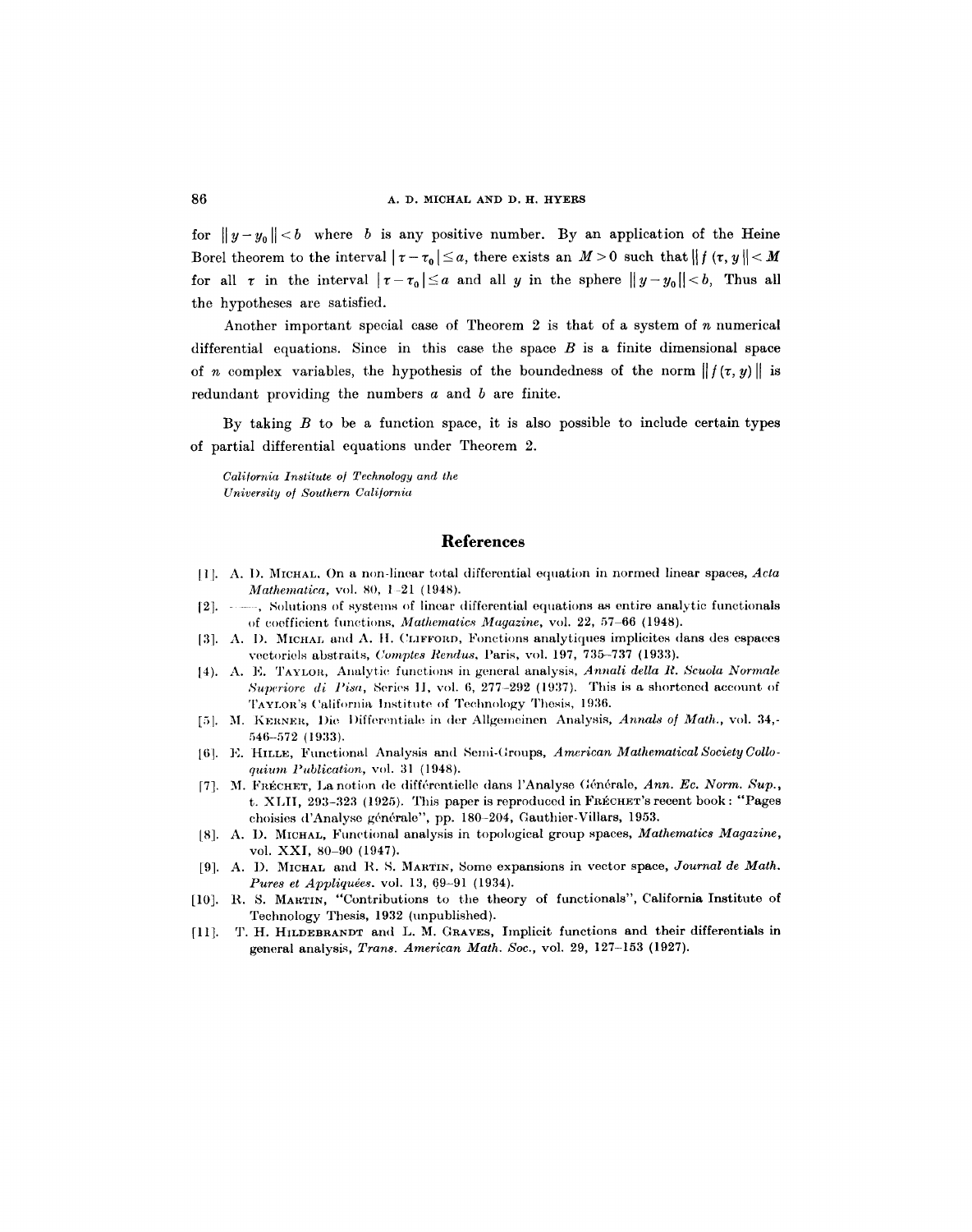for $\| y - y_0 \| < b$ where $b$ is any positive number. By an application of the Heine Borel theorem to the interval $|\tau - \tau_0| \leq a$, there exists an $M > 0$ such that $\| f(\tau, y \| < M$ for all $\tau$ in the interval $|\tau - \tau_0| \leq a$ and all $y$ in the sphere $\| y - y_0 \| < b$, Thus all the hypotheses are satisfied.

Another important special case of Theorem 2 is that of a system of $n$ numerical differential equations. Since in this case the space $B$ is a finite dimensional space of $n$ complex variables, the hypothesis of the boundedness of the norm $\| f(\tau, y) \|$ is redundant providing the numbers $a$ and $b$ are finite.

By taking $B$ to be a function space, it is also possible to include certain types of partial differential equations under Theorem 2.

*California Institute of Technology and the*
*University of Southern California*

## References

[1]. A. D. MICHAL, On a non-linear total differential equation in normed linear spaces, *Acta Mathematica*, vol. 80, 1–21 (1948).

[2]. ———, Solutions of systems of linear differential equations as entire analytic functionals of coefficient functions, *Mathematics Magazine*, vol. 22, 57–66 (1948).

[3]. A. D. MICHAL and A. H. CLIFFORD, Fonctions analytiques implicites dans des espaces vectoriels abstraits, *Comptes Rendus*, Paris, vol. 197, 735–737 (1933).

[4]. A. E. TAYLOR, Analytic functions in general analysis, *Annali della R. Scuola Normale Superiore di Pisa*, Series II, vol. 6, 277–292 (1937). This is a shortened account of TAYLOR's California Institute of Technology Thesis, 1936.

[5]. M. KERNER, Die Differentiale in der Allgemeinen Analysis, *Annals of Math.*, vol. 34,-546–572 (1933).

[6]. E. HILLE, Functional Analysis and Semi-Groups, *American Mathematical Society Colloquium Publication*, vol. 31 (1948).

[7]. M. FRÉCHET, La notion de différentielle dans l'Analyse Générale, *Ann. Ec. Norm. Sup.*, t. XLII, 293–323 (1925). This paper is reproduced in FRÉCHET's recent book: "Pages choisies d'Analyse générale", pp. 180–204, Gauthier-Villars, 1953.

[8]. A. D. MICHAL, Functional analysis in topological group spaces, *Mathematics Magazine*, vol. XXI, 80–90 (1947).

[9]. A. D. MICHAL and R. S. MARTIN, Some expansions in vector space, *Journal de Math. Pures et Appliquées*. vol. 13, 69–91 (1934).

[10]. R. S. MARTIN, "Contributions to the theory of functionals", California Institute of Technology Thesis, 1932 (unpublished).

[11]. T. H. HILDEBRANDT and L. M. GRAVES, Implicit functions and their differentials in general analysis, *Trans. American Math. Soc.*, vol. 29, 127–153 (1927).